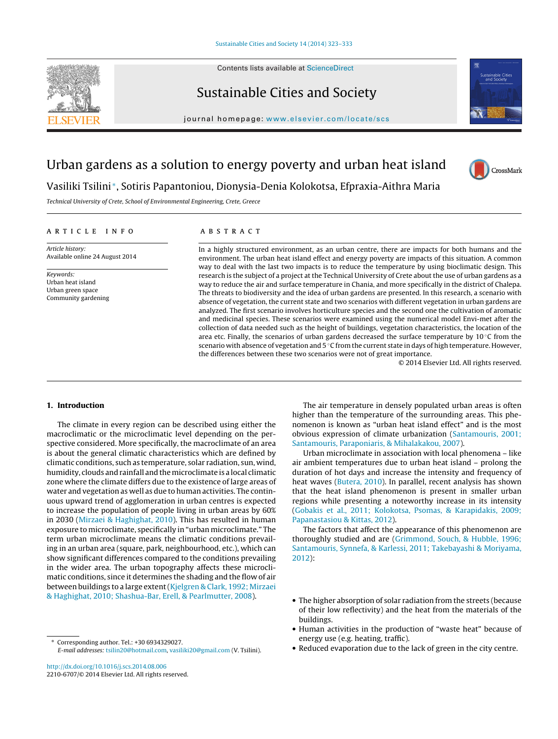# Urban gardens as a solution to energy poverty and urban heat island

Vasiliki Tsilini*, Sotiris Papantoniou, Dionysia-Denia Kolokotsa, Efpraxia-Aithra Maria

*Technical University of Crete, School of Environmental Engineering, Crete, Greece*

## ARTICLE INFO

*Article history:*
Available online 24 August 2014

*Keywords:*
Urban heat island
Urban green space
Community gardening

## ABSTRACT

In a highly structured environment, as an urban centre, there are impacts for both humans and the environment. The urban heat island effect and energy poverty are impacts of this situation. A common way to deal with the last two impacts is to reduce the temperature by using bioclimatic design. This research is the subject of a project at the Technical University of Crete about the use of urban gardens as a way to reduce the air and surface temperature in Chania, and more specifically in the district of Chalepa. The threats to biodiversity and the idea of urban gardens are presented. In this research, a scenario with absence of vegetation, the current state and two scenarios with different vegetation in urban gardens are analyzed. The first scenario involves horticulture species and the second one the cultivation of aromatic and medicinal species. These scenarios were examined using the numerical model Envi-met after the collection of data needed such as the height of buildings, vegetation characteristics, the location of the area etc. Finally, the scenarios of urban gardens decreased the surface temperature by 10 °C from the scenario with absence of vegetation and 5 °C from the current state in days of high temperature. However, the differences between these two scenarios were not of great importance.

© 2014 Elsevier Ltd. All rights reserved.

## 1. Introduction

The climate in every region can be described using either the macroclimatic or the microclimatic level depending on the perspective considered. More specifically, the macroclimate of an area is about the general climatic characteristics which are defined by climatic conditions, such as temperature, solar radiation, sun, wind, humidity, clouds and rainfall and the microclimate is a local climatic zone where the climate differs due to the existence of large areas of water and vegetation as well as due to human activities. The continuous upward trend of agglomeration in urban centres is expected to increase the population of people living in urban areas by 60% in 2030 (Mirzaei & Haghighat, 2010). This has resulted in human exposure to microclimate, specifically in "urban microclimate." The term urban microclimate means the climatic conditions prevailing in an urban area (square, park, neighbourhood, etc.), which can show significant differences compared to the conditions prevailing in the wider area. The urban topography affects these microclimatic conditions, since it determines the shading and the flow of air between buildings to a large extent (Kjelgren & Clark, 1992; Mirzaei & Haghighat, 2010; Shashua-Bar, Erell, & Pearlmutter, 2008).

The air temperature in densely populated urban areas is often higher than the temperature of the surrounding areas. This phenomenon is known as "urban heat island effect" and is the most obvious expression of climate urbanization (Santamouris, 2001; Santamouris, Paraponiaris, & Mihalakakou, 2007).

Urban microclimate in association with local phenomena – like air ambient temperatures due to urban heat island – prolong the duration of hot days and increase the intensity and frequency of heat waves (Butera, 2010). In parallel, recent analysis has shown that the heat island phenomenon is present in smaller urban regions while presenting a noteworthy increase in its intensity (Gobakis et al., 2011; Kolokotsa, Psomas, & Karapidakis, 2009; Papanastasiou & Kittas, 2012).

The factors that affect the appearance of this phenomenon are thoroughly studied and are (Grimmond, Souch, & Hubble, 1996; Santamouris, Synnefa, & Karlessi, 2011; Takebayashi & Moriyama, 2012):

- The higher absorption of solar radiation from the streets (because of their low reflectivity) and the heat from the materials of the buildings.
- Human activities in the production of "waste heat" because of energy use (e.g. heating, traffic).
- Reduced evaporation due to the lack of green in the city centre.

\* Corresponding author. Tel.: +30 6934329027.
*E-mail addresses:* tsilin20@hotmail.com, vasiliki20@gmail.com (V. Tsilini).

http://dx.doi.org/10.1016/j.scs.2014.08.006
2210-6707/© 2014 Elsevier Ltd. All rights reserved.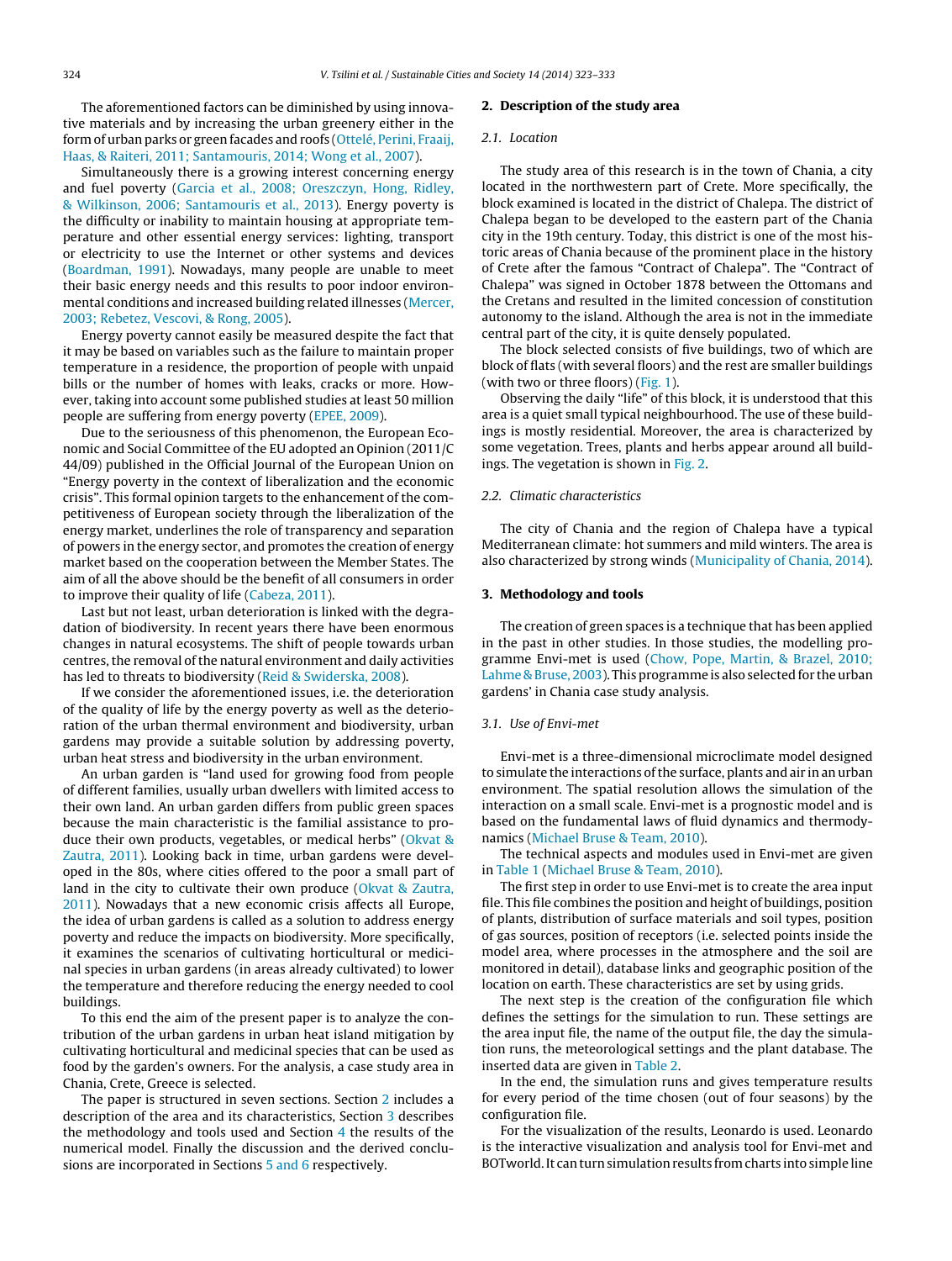The aforementioned factors can be diminished by using innovative materials and by increasing the urban greenery either in the form of urban parks or green facades and roofs (Ottelé, Perini, Fraaij, Haas, & Raiteri, 2011; Santamouris, 2014; Wong et al., 2007).

Simultaneously there is a growing interest concerning energy and fuel poverty (Garcia et al., 2008; Oreszczyn, Hong, Ridley, & Wilkinson, 2006; Santamouris et al., 2013). Energy poverty is the difficulty or inability to maintain housing at appropriate temperature and other essential energy services: lighting, transport or electricity to use the Internet or other systems and devices (Boardman, 1991). Nowadays, many people are unable to meet their basic energy needs and this results to poor indoor environmental conditions and increased building related illnesses (Mercer, 2003; Rebetez, Vescovi, & Rong, 2005).

Energy poverty cannot easily be measured despite the fact that it may be based on variables such as the failure to maintain proper temperature in a residence, the proportion of people with unpaid bills or the number of homes with leaks, cracks or more. However, taking into account some published studies at least 50 million people are suffering from energy poverty (EPEE, 2009).

Due to the seriousness of this phenomenon, the European Economic and Social Committee of the EU adopted an Opinion (2011/C 44/09) published in the Official Journal of the European Union on "Energy poverty in the context of liberalization and the economic crisis". This formal opinion targets to the enhancement of the competitiveness of European society through the liberalization of the energy market, underlines the role of transparency and separation of powers in the energy sector, and promotes the creation of energy market based on the cooperation between the Member States. The aim of all the above should be the benefit of all consumers in order to improve their quality of life (Cabeza, 2011).

Last but not least, urban deterioration is linked with the degradation of biodiversity. In recent years there have been enormous changes in natural ecosystems. The shift of people towards urban centres, the removal of the natural environment and daily activities has led to threats to biodiversity (Reid & Swiderska, 2008).

If we consider the aforementioned issues, i.e. the deterioration of the quality of life by the energy poverty as well as the deterioration of the urban thermal environment and biodiversity, urban gardens may provide a suitable solution by addressing poverty, urban heat stress and biodiversity in the urban environment.

An urban garden is "land used for growing food from people of different families, usually urban dwellers with limited access to their own land. An urban garden differs from public green spaces because the main characteristic is the familial assistance to produce their own products, vegetables, or medical herbs" (Okvat & Zautra, 2011). Looking back in time, urban gardens were developed in the 80s, where cities offered to the poor a small part of land in the city to cultivate their own produce (Okvat & Zautra, 2011). Nowadays that a new economic crisis affects all Europe, the idea of urban gardens is called as a solution to address energy poverty and reduce the impacts on biodiversity. More specifically, it examines the scenarios of cultivating horticultural or medicinal species in urban gardens (in areas already cultivated) to lower the temperature and therefore reducing the energy needed to cool buildings.

To this end the aim of the present paper is to analyze the contribution of the urban gardens in urban heat island mitigation by cultivating horticultural and medicinal species that can be used as food by the garden's owners. For the analysis, a case study area in Chania, Crete, Greece is selected.

The paper is structured in seven sections. Section 2 includes a description of the area and its characteristics, Section 3 describes the methodology and tools used and Section 4 the results of the numerical model. Finally the discussion and the derived conclusions are incorporated in Sections 5 and 6 respectively.

## 2. Description of the study area

### 2.1. Location

The study area of this research is in the town of Chania, a city located in the northwestern part of Crete. More specifically, the block examined is located in the district of Chalepa. The district of Chalepa began to be developed to the eastern part of the Chania city in the 19th century. Today, this district is one of the most historic areas of Chania because of the prominent place in the history of Crete after the famous "Contract of Chalepa". The "Contract of Chalepa" was signed in October 1878 between the Ottomans and the Cretans and resulted in the limited concession of constitution autonomy to the island. Although the area is not in the immediate central part of the city, it is quite densely populated.

The block selected consists of five buildings, two of which are block of flats (with several floors) and the rest are smaller buildings (with two or three floors) (Fig. 1).

Observing the daily "life" of this block, it is understood that this area is a quiet small typical neighbourhood. The use of these buildings is mostly residential. Moreover, the area is characterized by some vegetation. Trees, plants and herbs appear around all buildings. The vegetation is shown in Fig. 2.

### 2.2. Climatic characteristics

The city of Chania and the region of Chalepa have a typical Mediterranean climate: hot summers and mild winters. The area is also characterized by strong winds (Municipality of Chania, 2014).

## 3. Methodology and tools

The creation of green spaces is a technique that has been applied in the past in other studies. In those studies, the modelling programme Envi-met is used (Chow, Pope, Martin, & Brazel, 2010; Lahme & Bruse, 2003). This programme is also selected for the urban gardens' in Chania case study analysis.

### 3.1. Use of Envi-met

Envi-met is a three-dimensional microclimate model designed to simulate the interactions of the surface, plants and air in an urban environment. The spatial resolution allows the simulation of the interaction on a small scale. Envi-met is a prognostic model and is based on the fundamental laws of fluid dynamics and thermodynamics (Michael Bruse & Team, 2010).

The technical aspects and modules used in Envi-met are given in Table 1 (Michael Bruse & Team, 2010).

The first step in order to use Envi-met is to create the area input file. This file combines the position and height of buildings, position of plants, distribution of surface materials and soil types, position of gas sources, position of receptors (i.e. selected points inside the model area, where processes in the atmosphere and the soil are monitored in detail), database links and geographic position of the location on earth. These characteristics are set by using grids.

The next step is the creation of the configuration file which defines the settings for the simulation to run. These settings are the area input file, the name of the output file, the day the simulation runs, the meteorological settings and the plant database. The inserted data are given in Table 2.

In the end, the simulation runs and gives temperature results for every period of the time chosen (out of four seasons) by the configuration file.

For the visualization of the results, Leonardo is used. Leonardo is the interactive visualization and analysis tool for Envi-met and BOTworld. It can turn simulation results from charts into simple line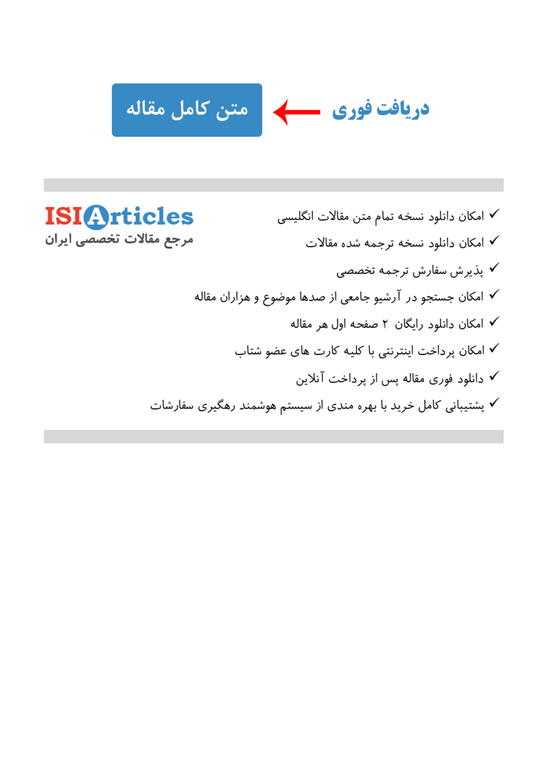**دریافت فوری** ← **متن کامل مقاله**

---

**ISIArticles**
مرجع مقالات تخصصی ایران

- ✓ امکان دانلود نسخه تمام متن مقالات انگلیسی
- ✓ امکان دانلود نسخه ترجمه شده مقالات
- ✓ پذیرش سفارش ترجمه تخصصی
- ✓ امکان جستجو در آرشیو جامعی از صدها موضوع و هزاران مقاله
- ✓ امکان دانلود رایگان ۲ صفحه اول هر مقاله
- ✓ امکان پرداخت اینترنتی با کلیه کارت های عضو شتاب
- ✓ دانلود فوری مقاله پس از پرداخت آنلاین
- ✓ پشتیبانی کامل خرید با بهره مندی از سیستم هوشمند رهگیری سفارشات

---